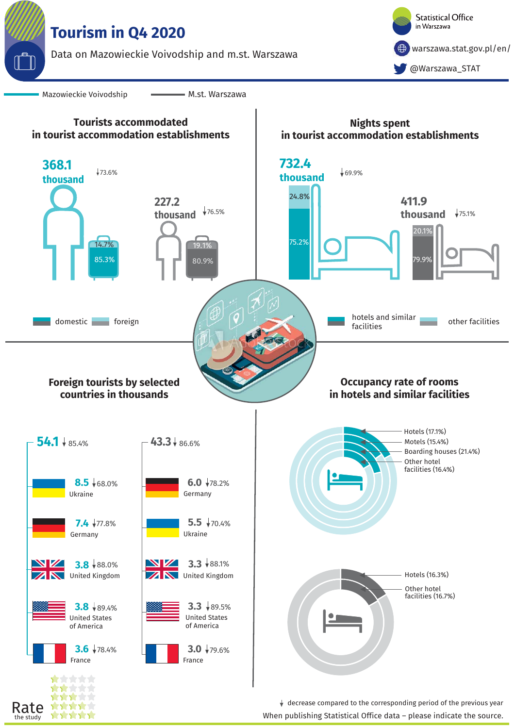# Tourism in Q4 2020

Data on Mazowieckie Voivodship and m.st. Warszawa

Statistical Office in Warszawa

warszawa.stat.gov.pl/en/

@Warszawa_STAT

Mazowieckie Voivodship — M.st. Warszawa

## Tourists accommodated in tourist accommodation establishments

| | Total | Change | domestic | foreign |
|---|---|---|---|---|
| Mazowieckie Voivodship | 368.1 thousand | ↓73.6% | 85.3% | 14.7% |
| M.st. Warszawa | 227.2 thousand | ↓76.5% | 80.9% | 19.1% |

## Nights spent in tourist accommodation establishments

| | Total | Change | hotels and similar facilities | other facilities |
|---|---|---|---|---|
| Mazowieckie Voivodship | 732.4 thousand | ↓69.9% | 75.2% | 24.8% |
| M.st. Warszawa | 411.9 thousand | ↓75.1% | 79.9% | 20.1% |

## Foreign tourists by selected countries in thousands

**Mazowieckie Voivodship: 54.1 ↓85.4%**

| Country | Thousands | Change |
|---|---|---|
| Ukraine | 8.5 | ↓68.0% |
| Germany | 7.4 | ↓77.8% |
| United Kingdom | 3.8 | ↓88.0% |
| United States of America | 3.8 | ↓89.4% |
| France | 3.6 | ↓78.4% |

**M.st. Warszawa: 43.3 ↓86.6%**

| Country | Thousands | Change |
|---|---|---|
| Germany | 6.0 | ↓78.2% |
| Ukraine | 5.5 | ↓70.4% |
| United Kingdom | 3.3 | ↓88.1% |
| United States of America | 3.3 | ↓89.5% |
| France | 3.0 | ↓79.6% |

## Occupancy rate of rooms in hotels and similar facilities

**Mazowieckie Voivodship**

- Hotels (17.1%)
- Motels (15.4%)
- Boarding houses (21.4%)
- Other hotel facilities (16.4%)

**M.st. Warszawa**

- Hotels (16.3%)
- Other hotel facilities (16.7%)

↓ decrease compared to the corresponding period of the previous year

When publishing Statistical Office data – please indicate the source.

Rate the study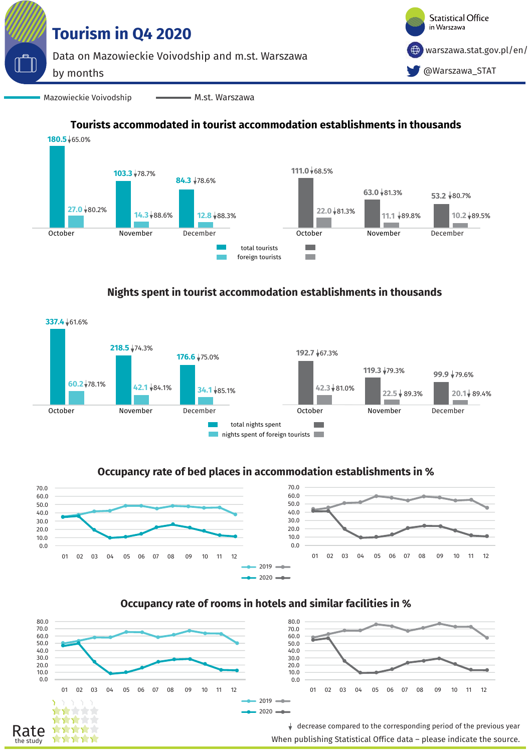# Tourism in Q4 2020

Data on Mazowieckie Voivodship and m.st. Warszawa by months

Statistical Office in Warszawa

warszawa.stat.gov.pl/en/

@Warszawa_STAT

Mazowieckie Voivodship

M.st. Warszawa

## Tourists accommodated in tourist accommodation establishments in thousands

180.5 ↓65.0%
27.0 ↓80.2%
October
103.3 ↓78.7%
14.3 ↓88.6%
November
84.3 ↓78.6%
12.8 ↓88.3%
December

111.0 ↓68.5%
22.0 ↓81.3%
October
63.0 ↓81.3%
11.1 ↓89.8%
November
53.2 ↓80.7%
10.2 ↓89.5%
December

total tourists
foreign tourists

## Nights spent in tourist accommodation establishments in thousands

337.4 ↓61.6%
60.2 ↓78.1%
October
218.5 ↓74.3%
42.1 ↓84.1%
November
176.6 ↓75.0%
34.1 ↓85.1%
December

192.7 ↓67.3%
42.3 ↓81.0%
October
119.3 ↓79.3%
22.5 ↓89.3%
November
99.9 ↓79.6%
20.1 ↓89.4%
December

total nights spent
nights spent of foreign tourists

## Occupancy rate of bed places in accommodation establishments in %

70.0
60.0
50.0
40.0
30.0
20.0
10.0
0.0

01 02 03 04 05 06 07 08 09 10 11 12

2019
2020

## Occupancy rate of rooms in hotels and similar facilities in %

80.0
70.0
60.0
50.0
40.0
30.0
20.0
10.0
0.0

01 02 03 04 05 06 07 08 09 10 11 12

2019
2020

Rate the study

↓ decrease compared to the corresponding period of the previous year

When publishing Statistical Office data – please indicate the source.